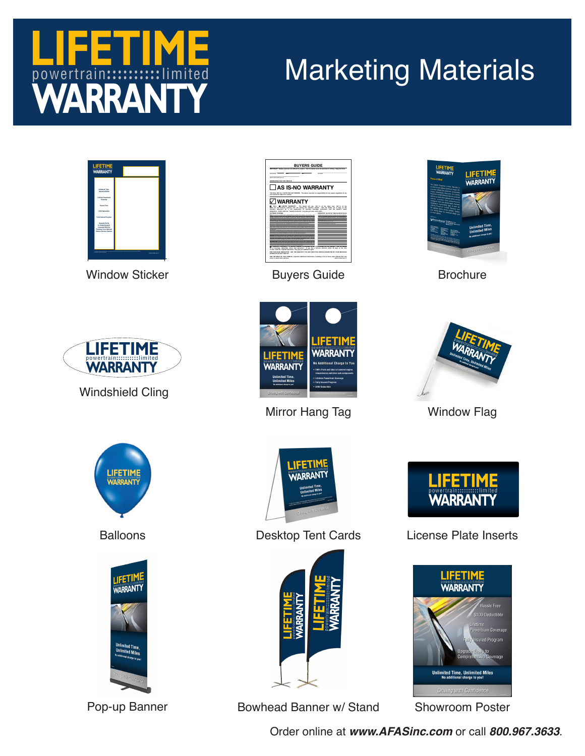# LIFETIME powertrain limited WARRANTY

# Marketing Materials

Window Sticker

Buyers Guide

Brochure

Windshield Cling

Mirror Hang Tag

Window Flag

Balloons

Desktop Tent Cards

License Plate Inserts

Pop-up Banner

Bowhead Banner w/ Stand

Showroom Poster

Order online at ***www.AFASinc.com*** or call ***800.967.3633***.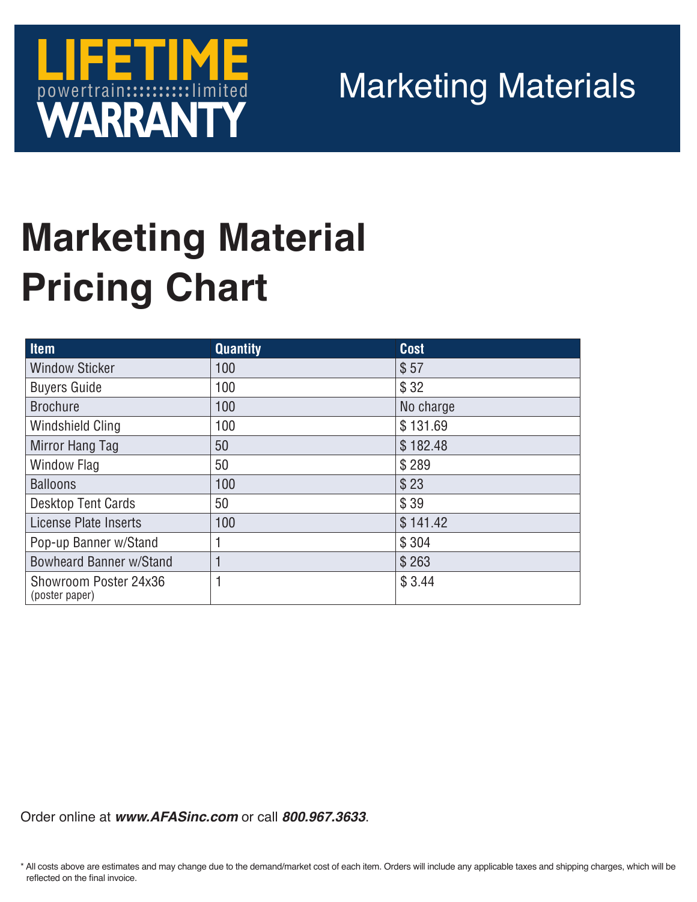LIFETIME
powertrain limited
WARRANTY

Marketing Materials

# Marketing Material Pricing Chart

| Item | Quantity | Cost |
|---|---|---|
| Window Sticker | 100 | $ 57 |
| Buyers Guide | 100 | $ 32 |
| Brochure | 100 | No charge |
| Windshield Cling | 100 | $ 131.69 |
| Mirror Hang Tag | 50 | $ 182.48 |
| Window Flag | 50 | $ 289 |
| Balloons | 100 | $ 23 |
| Desktop Tent Cards | 50 | $ 39 |
| License Plate Inserts | 100 | $ 141.42 |
| Pop-up Banner w/Stand | 1 | $ 304 |
| Bowheard Banner w/Stand | 1 | $ 263 |
| Showroom Poster 24x36 (poster paper) | 1 | $ 3.44 |

Order online at ***www.AFASinc.com*** or call ***800.967.3633***.

* All costs above are estimates and may change due to the demand/market cost of each item. Orders will include any applicable taxes and shipping charges, which will be reflected on the final invoice.